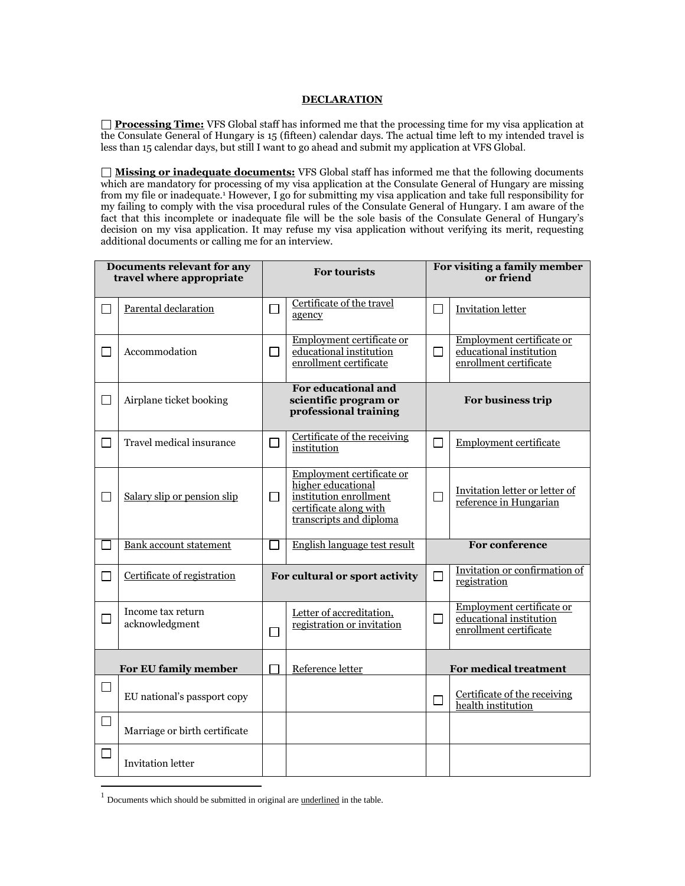# DECLARATION

☐ **Processing Time:** VFS Global staff has informed me that the processing time for my visa application at the Consulate General of Hungary is 15 (fifteen) calendar days. The actual time left to my intended travel is less than 15 calendar days, but still I want to go ahead and submit my application at VFS Global.

☐ **Missing or inadequate documents:** VFS Global staff has informed me that the following documents which are mandatory for processing of my visa application at the Consulate General of Hungary are missing from my file or inadequate.[1] However, I go for submitting my visa application and take full responsibility for my failing to comply with the visa procedural rules of the Consulate General of Hungary. I am aware of the fact that this incomplete or inadequate file will be the sole basis of the Consulate General of Hungary's decision on my visa application. It may refuse my visa application without verifying its merit, requesting additional documents or calling me for an interview.

| **Documents relevant for any travel where appropriate** | | **For tourists** | | **For visiting a family member or friend** | |
|---|---|---|---|---|---|
| ☐ | <u>Parental declaration</u> | ☐ | <u>Certificate of the travel agency</u> | ☐ | <u>Invitation letter</u> |
| ☐ | Accommodation | ☐ | <u>Employment certificate or educational institution enrollment certificate</u> | ☐ | <u>Employment certificate or educational institution enrollment certificate</u> |
| ☐ | Airplane ticket booking | **For educational and scientific program or professional training** | | **For business trip** | |
| ☐ | Travel medical insurance | ☐ | <u>Certificate of the receiving institution</u> | ☐ | <u>Employment certificate</u> |
| ☐ | <u>Salary slip or pension slip</u> | ☐ | <u>Employment certificate or higher educational institution enrollment certificate along with transcripts and diploma</u> | ☐ | <u>Invitation letter or letter of reference in Hungarian</u> |
| ☐ | <u>Bank account statement</u> | ☐ | <u>English language test result</u> | **For conference** | |
| ☐ | <u>Certificate of registration</u> | **For cultural or sport activity** | | ☐ | <u>Invitation or confirmation of registration</u> |
| ☐ | Income tax return acknowledgment | ☐ | <u>Letter of accreditation, registration or invitation</u> | ☐ | <u>Employment certificate or educational institution enrollment certificate</u> |
| **For EU family member** | | ☐ | <u>Reference letter</u> | **For medical treatment** | |
| ☐ | EU national's passport copy | | | ☐ | <u>Certificate of the receiving health institution</u> |
| ☐ | Marriage or birth certificate | | | | |
| ☐ | Invitation letter | | | | |

[1] Documents which should be submitted in original are <u>underlined</u> in the table.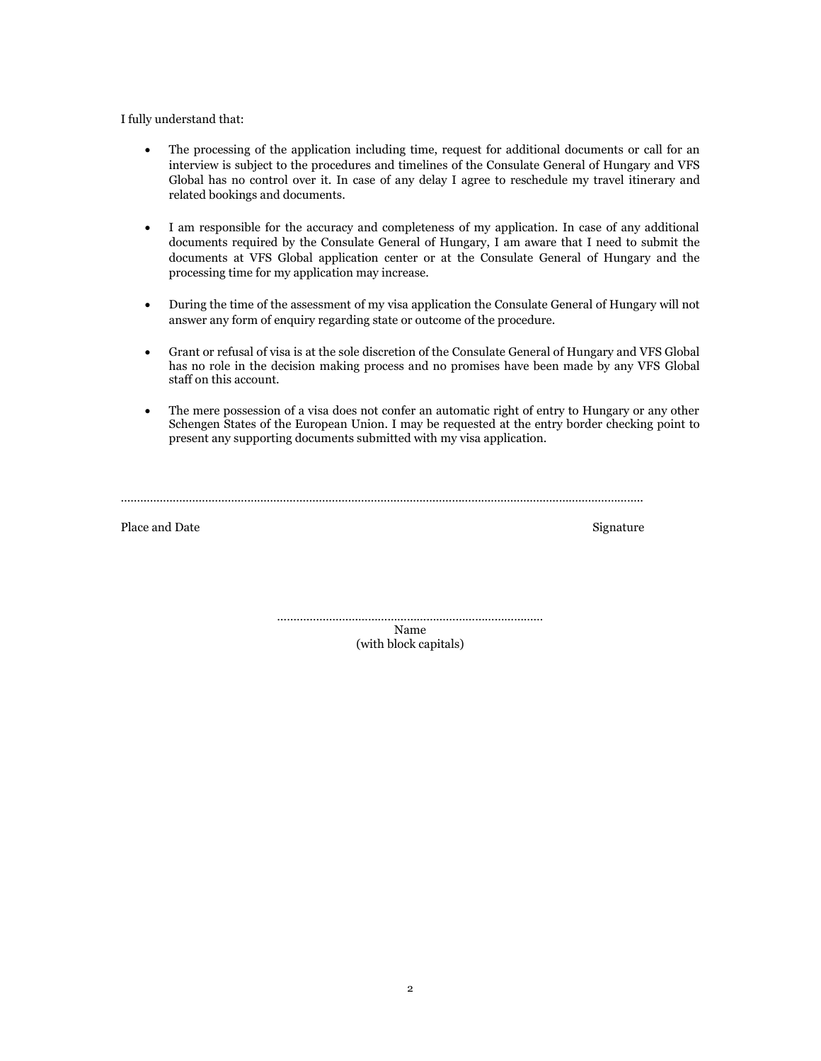I fully understand that:

- The processing of the application including time, request for additional documents or call for an interview is subject to the procedures and timelines of the Consulate General of Hungary and VFS Global has no control over it. In case of any delay I agree to reschedule my travel itinerary and related bookings and documents.

- I am responsible for the accuracy and completeness of my application. In case of any additional documents required by the Consulate General of Hungary, I am aware that I need to submit the documents at VFS Global application center or at the Consulate General of Hungary and the processing time for my application may increase.

- During the time of the assessment of my visa application the Consulate General of Hungary will not answer any form of enquiry regarding state or outcome of the procedure.

- Grant or refusal of visa is at the sole discretion of the Consulate General of Hungary and VFS Global has no role in the decision making process and no promises have been made by any VFS Global staff on this account.

- The mere possession of a visa does not confer an automatic right of entry to Hungary or any other Schengen States of the European Union. I may be requested at the entry border checking point to present any supporting documents submitted with my visa application.

……………………………………………………………………………………………………………………………………………

Place and Date Signature

………………………………………………………………………

Name
(with block capitals)